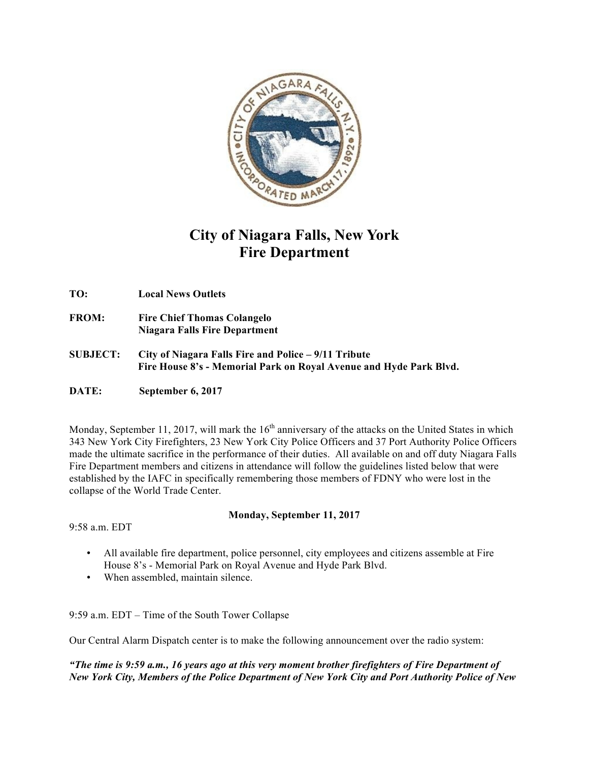# City of Niagara Falls, New York
# Fire Department

**TO:** **Local News Outlets**

**FROM:** **Fire Chief Thomas Colangelo**
**Niagara Falls Fire Department**

**SUBJECT:** **City of Niagara Falls Fire and Police – 9/11 Tribute**
**Fire House 8's - Memorial Park on Royal Avenue and Hyde Park Blvd.**

**DATE:** **September 6, 2017**

Monday, September 11, 2017, will mark the 16th anniversary of the attacks on the United States in which 343 New York City Firefighters, 23 New York City Police Officers and 37 Port Authority Police Officers made the ultimate sacrifice in the performance of their duties. All available on and off duty Niagara Falls Fire Department members and citizens in attendance will follow the guidelines listed below that were established by the IAFC in specifically remembering those members of FDNY who were lost in the collapse of the World Trade Center.

**Monday, September 11, 2017**

9:58 a.m. EDT

- All available fire department, police personnel, city employees and citizens assemble at Fire House 8's - Memorial Park on Royal Avenue and Hyde Park Blvd.
- When assembled, maintain silence.

9:59 a.m. EDT – Time of the South Tower Collapse

Our Central Alarm Dispatch center is to make the following announcement over the radio system:

***"The time is 9:59 a.m., 16 years ago at this very moment brother firefighters of Fire Department of New York City, Members of the Police Department of New York City and Port Authority Police of New***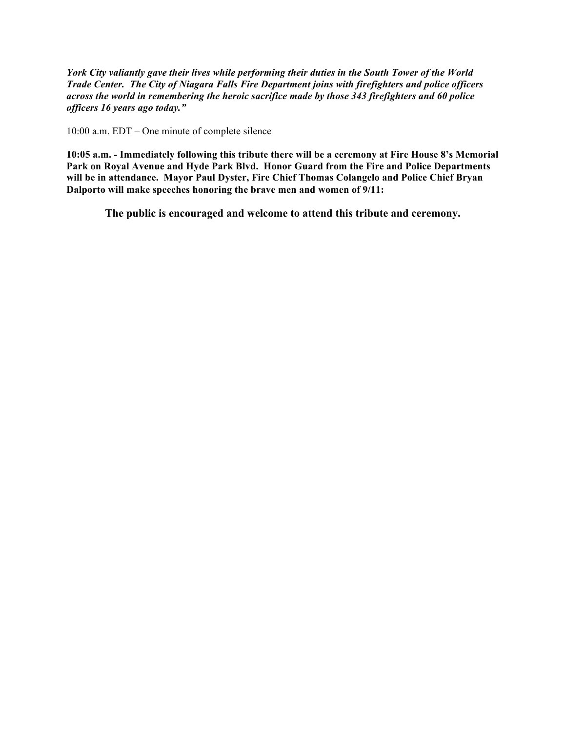***York City valiantly gave their lives while performing their duties in the South Tower of the World Trade Center. The City of Niagara Falls Fire Department joins with firefighters and police officers across the world in remembering the heroic sacrifice made by those 343 firefighters and 60 police officers 16 years ago today."***

10:00 a.m. EDT – One minute of complete silence

**10:05 a.m. - Immediately following this tribute there will be a ceremony at Fire House 8's Memorial Park on Royal Avenue and Hyde Park Blvd. Honor Guard from the Fire and Police Departments will be in attendance. Mayor Paul Dyster, Fire Chief Thomas Colangelo and Police Chief Bryan Dalporto will make speeches honoring the brave men and women of 9/11:**

**The public is encouraged and welcome to attend this tribute and ceremony.**